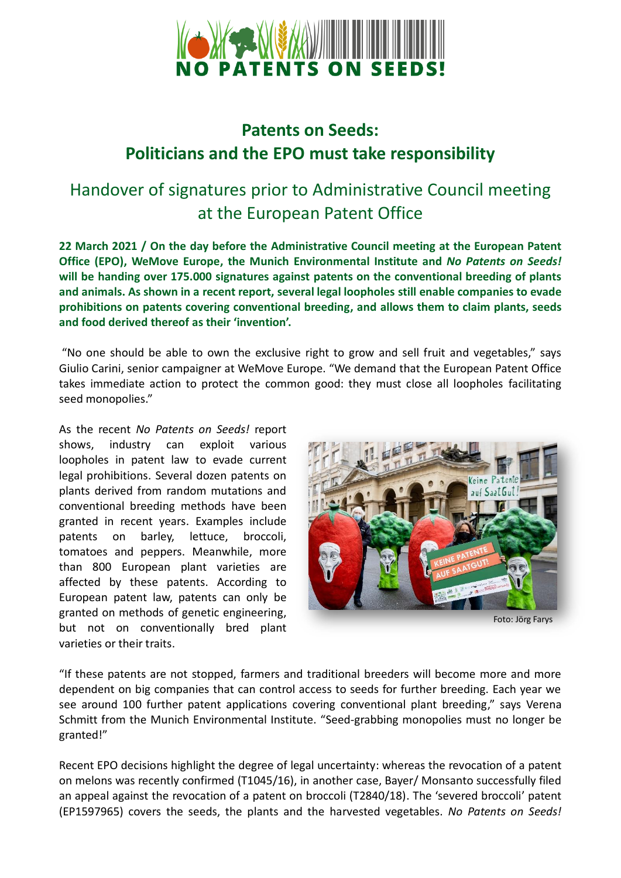# Patents on Seeds: Politicians and the EPO must take responsibility

## Handover of signatures prior to Administrative Council meeting at the European Patent Office

**22 March 2021 / On the day before the Administrative Council meeting at the European Patent Office (EPO), WeMove Europe, the Munich Environmental Institute and *No Patents on Seeds!* will be handing over 175.000 signatures against patents on the conventional breeding of plants and animals. As shown in a recent report, several legal loopholes still enable companies to evade prohibitions on patents covering conventional breeding, and allows them to claim plants, seeds and food derived thereof as their 'invention'.**

"No one should be able to own the exclusive right to grow and sell fruit and vegetables," says Giulio Carini, senior campaigner at WeMove Europe. "We demand that the European Patent Office takes immediate action to protect the common good: they must close all loopholes facilitating seed monopolies."

As the recent *No Patents on Seeds!* report shows, industry can exploit various loopholes in patent law to evade current legal prohibitions. Several dozen patents on plants derived from random mutations and conventional breeding methods have been granted in recent years. Examples include patents on barley, lettuce, broccoli, tomatoes and peppers. Meanwhile, more than 800 European plant varieties are affected by these patents. According to European patent law, patents can only be granted on methods of genetic engineering, but not on conventionally bred plant varieties or their traits.

Foto: Jörg Farys

"If these patents are not stopped, farmers and traditional breeders will become more and more dependent on big companies that can control access to seeds for further breeding. Each year we see around 100 further patent applications covering conventional plant breeding," says Verena Schmitt from the Munich Environmental Institute. "Seed-grabbing monopolies must no longer be granted!"

Recent EPO decisions highlight the degree of legal uncertainty: whereas the revocation of a patent on melons was recently confirmed (T1045/16), in another case, Bayer/ Monsanto successfully filed an appeal against the revocation of a patent on broccoli (T2840/18). The 'severed broccoli' patent (EP1597965) covers the seeds, the plants and the harvested vegetables. *No Patents on Seeds!*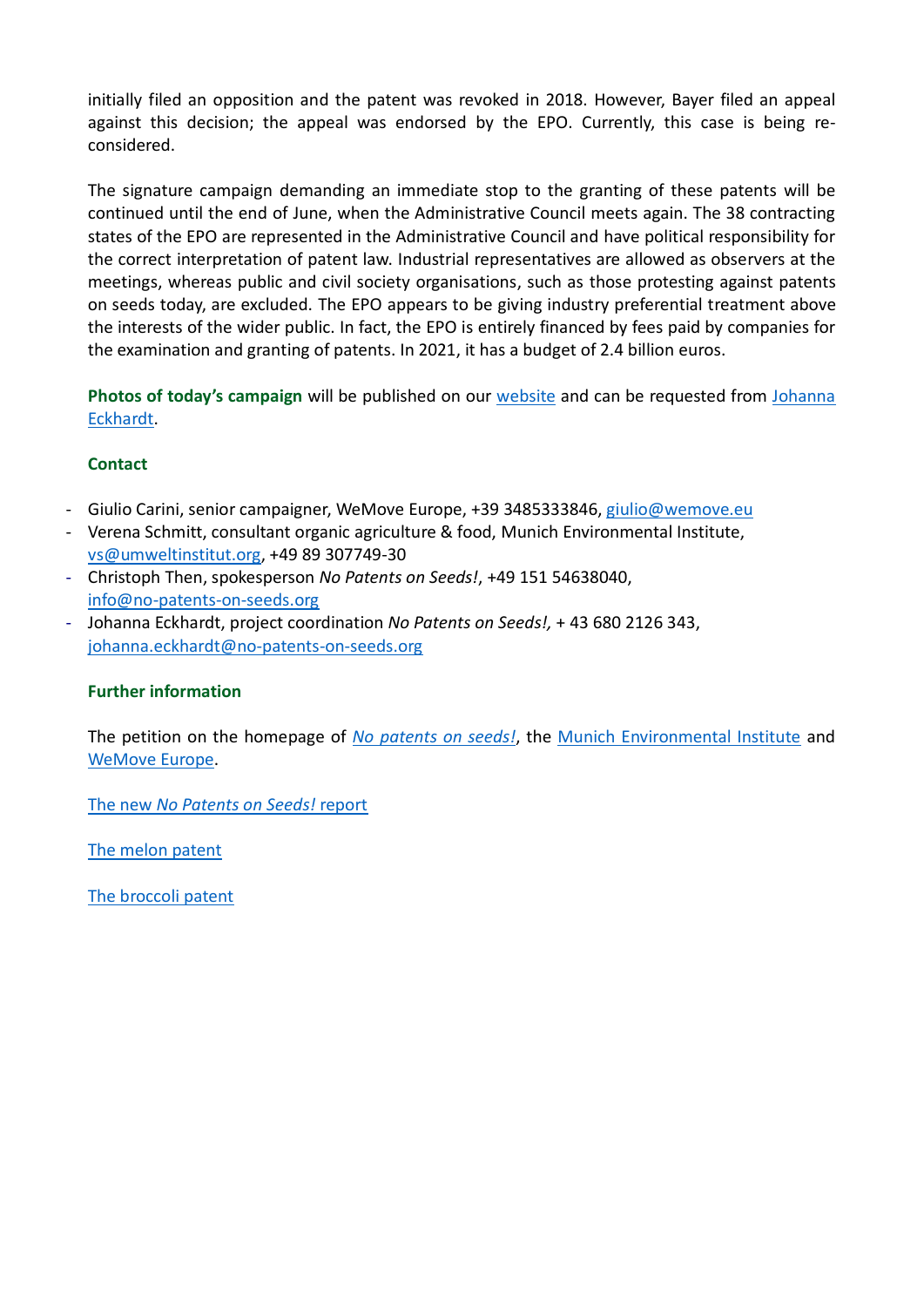initially filed an opposition and the patent was revoked in 2018. However, Bayer filed an appeal against this decision; the appeal was endorsed by the EPO. Currently, this case is being re-considered.

The signature campaign demanding an immediate stop to the granting of these patents will be continued until the end of June, when the Administrative Council meets again. The 38 contracting states of the EPO are represented in the Administrative Council and have political responsibility for the correct interpretation of patent law. Industrial representatives are allowed as observers at the meetings, whereas public and civil society organisations, such as those protesting against patents on seeds today, are excluded. The EPO appears to be giving industry preferential treatment above the interests of the wider public. In fact, the EPO is entirely financed by fees paid by companies for the examination and granting of patents. In 2021, it has a budget of 2.4 billion euros.

**Photos of today's campaign** will be published on our website and can be requested from Johanna Eckhardt.

**Contact**

- Giulio Carini, senior campaigner, WeMove Europe, +39 3485333846, giulio@wemove.eu
- Verena Schmitt, consultant organic agriculture & food, Munich Environmental Institute, vs@umweltinstitut.org, +49 89 307749-30
- Christoph Then, spokesperson *No Patents on Seeds!*, +49 151 54638040, info@no-patents-on-seeds.org
- Johanna Eckhardt, project coordination *No Patents on Seeds!,* + 43 680 2126 343, johanna.eckhardt@no-patents-on-seeds.org

**Further information**

The petition on the homepage of *No patents on seeds!*, the Munich Environmental Institute and WeMove Europe.

The new *No Patents on Seeds!* report

The melon patent

The broccoli patent